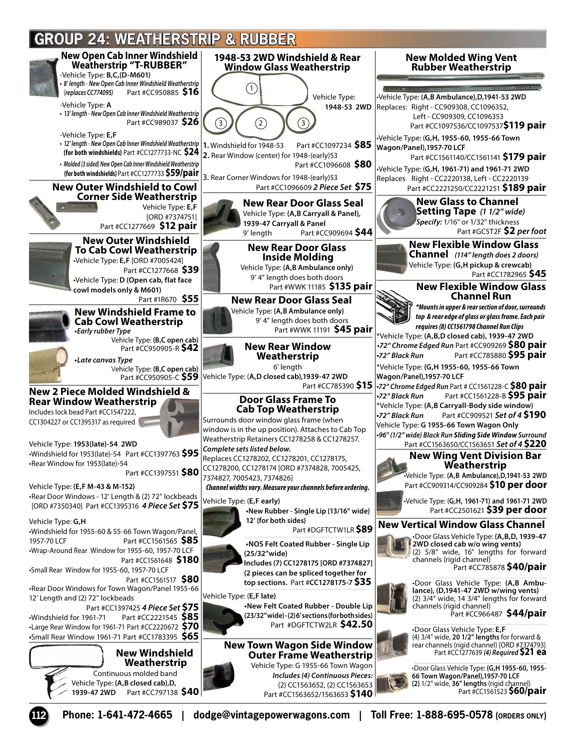# GROUP 24: WEATHERSTRIP & RUBBER

## New Open Cab Inner Windshield Weatherstrip "T-RUBBER"

-Vehicle Type: **B,C,(D-M601)**

- *8' length - New Open Cab Inner Windshield Weatherstrip (replaces CC774095)* Part #CC950885 **$16**

-Vehicle Type: **A**

- *13' length - New Open Cab Inner Windshield Weatherstrip* Part #CC989037 **$26**

-Vehicle Type: **E,F**

- *12' length - New Open Cab Inner Windshield Weatherstrip* **(for both windshields)** Part #CC1277733-NC **$24**
- *Molded (3 sided) New Open Cab Inner Windshield Weatherstrip* **(for both windshields)** Part #CC1277733 **$59/pair**

## New Outer Windshield to Cowl Corner Side Weatherstrip

Vehicle Type: **E,F**
[ORD #7374751]
Part #CC1277669 **$12 pair**

## New Outer Windshield To Cab Cowl Weatherstrip

•Vehicle Type: **E,F** [ORD #7005424]
Part #CC1277668 **$39**
•Vehicle Type: **D (Open cab, flat face cowl models only & M601)**
Part #1R670 **$55**

## New Windshield Frame to Cab Cowl Weatherstrip

*•Early rubber Type*
Vehicle Type: **(B,C open cab)**
Part #CC950905-R **$42**

*•Late canvas Type*
Vehicle Type: **(B,C open cab)**
Part #CC950905-C **$59**

## New 2 Piece Molded Windshield & Rear Window Weatherstrip

Includes lock bead Part #CC1547222, CC1304227 or CC1395317 as required

Vehicle Type: **1953(late)-54 2WD**
•Windshield for 1953(late)-54 Part #CC1397763 **$95**
•Rear Window for 1953(late)-54
Part #CC1397551 **$80**

Vehicle Type: **(E,F M-43 & M-152)**
•Rear Door Windows - 12' Length & (2) 72" lockbeads [ORD #7350340] Part #CC1395316 ***4 Piece Set* $75**

Vehicle Type: **G,H**
•Windshield for 1955-60 & 55-66 Town Wagon/Panel, 1957-70 LCF Part #CC1561565 **$85**
•Wrap-Around Rear Window for 1955-60, 1957-70 LCF
Part #CC1561648 **$180**
•Small Rear Window for 1955-60, 1957-70 LCF
Part #CC1561517 **$80**
•Rear Door Windows for Town Wagon/Panel 1955-66 12' Length and (2) 72" lockbeads
Part #CC1397425 ***4 Piece Set* $75**
•Windshield for 1961-71 Part #CC2221545 **$85**
•Large Rear Window for 1961-71 Part #CC2220672 **$70**
•Small Rear Window 1961-71 Part #CC1783395 **$65**

## New Windshield Weatherstrip

Continuous molded band
Vehicle Type: **(A,B closed cab),D, 1939-47 2WD** Part #CC797138 **$40**

## 1948-53 2WD Windshield & Rear Window Glass Weatherstrip

Vehicle Type: **1948-53 2WD**

1. Windshield for 1948-53 Part #CC1097234 **$85**
2. Rear Window (center) for 1948-(early)53 Part #CC1096608 **$80**
3. Rear Corner Windows for 1948-(early)53 Part #CC1096609 ***2 Piece Set* $75**

## New Rear Door Glass Seal

Vehicle Type: **(A,B Carryall & Panel), 1939-47 Carryall & Panel**
9' length Part #CC909694 **$44**

## New Rear Door Glass Inside Molding

Vehicle Type: **(A,B Ambulance only)**
9' 4" length does both doors
Part #WWK 11185 **$135 pair**

## New Rear Door Glass Seal

Vehicle Type: **(A,B Ambulance only)**
9' 4" length does both doors
Part #WWK 11191 **$45 pair**

## New Rear Window Weatherstrip

6' length
Vehicle Type: **(A,D closed cab),1939-47 2WD**
Part #CC785390 **$15**

## Door Glass Frame To Cab Top Weatherstrip

Surrounds door window glass frame (when window is in the up position). Attaches to Cab Top Weatherstrip Retainers CC1278258 & CC1278257.
***Complete sets listed below.***
Replaces CC1278202, CC1278201, CC1278175, CC1278200, CC1278174 [ORD #7374828, 7005425, 7374827, 7005423, 7374826]
***Channel widths vary. Measure your channels before ordering.***

Vehicle Type: **(E,F early)**
**•New Rubber - Single Lip (13/16" wide) 12' (for both sides)**
Part #DGFTCTW1LR **$89**

**•NOS Felt Coated Rubber - Single Lip (25/32"wide)**
**Includes (7) CC1278175 [ORD #7374827] (2 pieces can be spliced together for top sections.** Part **#CC1278175-7 $35**

Vehicle Type: **(E,F late)**
**•New Felt Coated Rubber - Double Lip (23/32" wide) - (2) 6' sections (for both sides)**
Part #DGFTCTW2LR **$42.50**

## New Town Wagon Side Window Outer Frame Weatherstrip

Vehicle Type: G 1955-66 Town Wagon
***Includes (4) Continuous Pieces:***
(2) CC1563652, (2) CC1563653
Part #CC1563652/1563653 **$140**

## New Molded Wing Vent Rubber Weatherstrip

•Vehicle Type: **(A,B Ambulance),D,1941-53 2WD**
Replaces: Right - CC909308, CC1096352, Left - CC909309, CC1096353
Part #CC1097536/CC1097537 **$119 pair**

•Vehicle Type: **(G,H, 1955-60, 1955-66 Town Wagon/Panel),1957-70 LCF**
Part #CC1561140/CC1561141 **$179 pair**

•Vehicle Type: **(G,H, 1961-71) and 1961-71 2WD**
Replaces Right - CC2220138, Left - CC2220139
Part #CC2221250/CC2221251 **$189 pair**

## New Glass to Channel Setting Tape *(1 1/2" wide)*

*Specify:* 1/16" or 1/32" thickness
Part #GCST2F **$2** ***per foot***

## New Flexible Window Glass Channel *(114" length does 2 doors)*

Vehicle Type: **(G,H pickup & crewcab)**
Part #CC1782965 **$45**

## New Flexible Window Glass Channel Run

***\*Mounts in upper & rear section of door, surrounds top & rear edge of glass or glass frame. Each pair requires (8) CC1561798 Channel Run Clips***

\*Vehicle Type: **(A,B,D closed cab), 1939-47 2WD**
*•72" Chrome Edged Run* Part #CC909269 **$80 pair**
*•72" Black Run* Part #CC785880 **$95 pair**

\*Vehicle Type: **(G,H 1955-60, 1955-66 Town Wagon/Panel),1957-70 LCF**
*•72" Chrome Edged Run* Part # CC1561228-C **$80 pair**
*•72" Black Run* Part #CC1561228-B **$95 pair**

\*Vehicle Type: **(A,B Carryall-Body side window)**
*•72" Black Run* Part #CC909521 ***Set of 4* $190**

Vehicle Type: **G 1955-66 Town Wagon Only**
*•96" (1/2" wide) Black Run Sliding Side Window Surround*
Part #CC1563650/CC1563651 ***Set of 4* $220**

## New Wing Vent Division Bar Weatherstrip

•Vehicle Type: **(A,B Ambulance),D,1941-53 2WD**
Part #CC909314/CC909284 **$10 per door**

•Vehicle Type: **(G,H, 1961-71) and 1961-71 2WD**
Part #CC2501621 **$39 per door**

## New Vertical Window Glass Channel

•Door Glass Vehicle Type: **(A,B,D, 1939-47 2WD closed cab w/o wing vents)**
(2) 5/8" wide, 16" lengths for forward channels (rigid channel)
Part #CC785878 **$40/pair**

•Door Glass Vehicle Type: **(A,B Ambulance), (D,1941-47 2WD w/wing vents)**
(2) 3/4" wide, 14 3/4" lengths for forward channels (rigid channel)
Part #CC966487 **$44/pair**

•Door Glass Vehicle Type: **E,F**
(4) 3/4" wide, **20 1/2" lengths** for forward & rear channels (rigid channel) [ORD #7374793]
Part #CC1277639 *(4) Required* **$21 ea**

•Door Glass Vehicle Type: **(G,H 1955-60, 1955-66 Town Wagon/Panel),1957-70 LCF**
**(2)** 1/2" wide, **36" lengths** (rigid channel)
Part #CC1561523 **$60/pair**

**Phone: 1-641-472-4665 | dodge@vintagepowerwagons.com | Toll Free: 1-888-695-0578 (ORDERS ONLY)**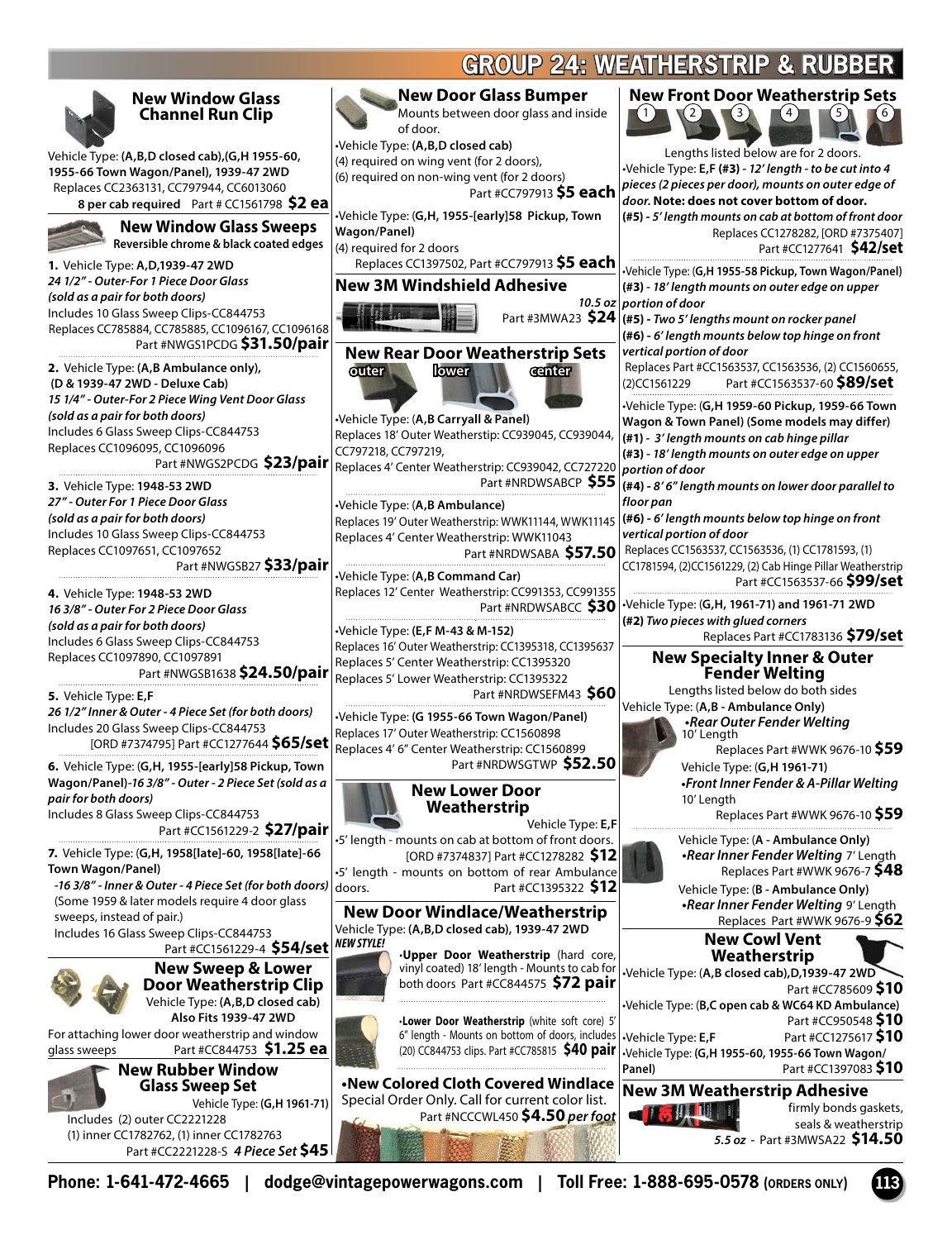# GROUP 24: WEATHERSTRIP & RUBBER

## New Window Glass Channel Run Clip

Vehicle Type: **(A,B,D closed cab),(G,H 1955-60, 1955-66 Town Wagon/Panel), 1939-47 2WD**
Replaces CC2363131, CC797944, CC6013060
**8 per cab required** Part # CC1561798 **$2 ea**

## New Window Glass Sweeps

**Reversible chrome & black coated edges**

**1.** Vehicle Type: **A,D,1939-47 2WD**
***24 1/2" - Outer-For 1 Piece Door Glass (sold as a pair for both doors)***
Includes 10 Glass Sweep Clips-CC844753
Replaces CC785884, CC785885, CC1096167, CC1096168
Part #NWGS1PCDG **$31.50/pair**

**2.** Vehicle Type: **(A,B Ambulance only), (D & 1939-47 2WD - Deluxe Cab)**
***15 1/4" - Outer-For 2 Piece Wing Vent Door Glass (sold as a pair for both doors)***
Includes 6 Glass Sweep Clips-CC844753
Replaces CC1096095, CC1096096
Part #NWGS2PCDG **$23/pair**

**3.** Vehicle Type: **1948-53 2WD**
***27" - Outer For 1 Piece Door Glass (sold as a pair for both doors)***
Includes 10 Glass Sweep Clips-CC844753
Replaces CC1097651, CC1097652
Part #NWGSB27 **$33/pair**

**4.** Vehicle Type: **1948-53 2WD**
***16 3/8" - Outer For 2 Piece Door Glass (sold as a pair for both doors)***
Includes 6 Glass Sweep Clips-CC844753
Replaces CC1097890, CC1097891
Part #NWGSB1638 **$24.50/pair**

**5.** Vehicle Type: **E,F**
***26 1/2" Inner & Outer - 4 Piece Set (for both doors)***
Includes 20 Glass Sweep Clips-CC844753
[ORD #7374795] Part #CC1277644 **$65/set**

**6.** Vehicle Type: **(G,H, 1955-[early]58 Pickup, Town Wagon/Panel)*-16 3/8" - Outer - 2 Piece Set (sold as a pair for both doors)***
Includes 8 Glass Sweep Clips-CC844753
Part #CC1561229-2 **$27/pair**

**7.** Vehicle Type: **(G,H, 1958[late]-60, 1958[late]-66 Town Wagon/Panel)**
***-16 3/8" - Inner & Outer - 4 Piece Set (for both doors)***
(Some 1959 & later models require 4 door glass sweeps, instead of pair.)
Includes 16 Glass Sweep Clips-CC844753
Part #CC1561229-4 **$54/set**

## New Sweep & Lower Door Weatherstrip Clip

Vehicle Type: **(A,B closed cab)**
**Also Fits 1939-47 2WD**
For attaching lower door weatherstrip and window glass sweeps Part #CC844753 **$1.25 ea**

## New Rubber Window Glass Sweep Set

Vehicle Type: **(G,H 1961-71)**
Includes (2) outer CC2221228
(1) inner CC1782762, (1) inner CC1782763
Part #CC2221228-S ***4 Piece Set*** **$45**

## New Door Glass Bumper

Mounts between door glass and inside of door.

•Vehicle Type: **(A,B,D closed cab)**
(4) required on wing vent (for 2 doors),
(6) required on non-wing vent (for 2 doors)
Part #CC797913 **$5 each**

•Vehicle Type: **(G,H, 1955-[early]58 Pickup, Town Wagon/Panel)**
(4) required for 2 doors
Replaces CC1397502, Part #CC797913 **$5 each**

## New 3M Windshield Adhesive

***10.5 oz*** Part #3MWA23 **$24**

## New Rear Door Weatherstrip Sets

**outer** **lower** **center**

•Vehicle Type: **(A,B Carryall & Panel)**
Replaces 18' Outer Weatherstip: CC939045, CC939044, CC797218, CC797219,
Replaces 4' Center Weatherstrip: CC939042, CC727220
Part #NRDWSABCP **$55**

•Vehicle Type: **(A,B Ambulance)**
Replaces 19' Outer Weatherstrip: WWK11144, WWK11145
Replaces 4' Center Weatherstrip: WWK11043
Part #NRDWSABA **$57.50**

•Vehicle Type: **(A,B Command Car)**
Replaces 12' Center Weatherstrip: CC991353, CC991355
Part #NRDWSABCC **$30**

•Vehicle Type: **(E,F M-43 & M-152)**
Replaces 16' Outer Weatherstrip: CC1395318, CC1395637
Replaces 5' Center Weatherstrip: CC1395320
Replaces 5' Lower Weatherstrip: CC1395322
Part #NRDWSEFM43 **$60**

•Vehicle Type: **(G 1955-66 Town Wagon/Panel)**
Replaces 17' Outer Weatherstrip: CC1560898
Replaces 4' 6" Center Weatherstrip: CC1560899
Part #NRDWSGTWP **$52.50**

## New Lower Door Weatherstrip

Vehicle Type: **E,F**
•5' length - mounts on cab at bottom of front doors.
[ORD #7374837] Part #CC1278282 **$12**
•5' length - mounts on bottom of rear Ambulance doors. Part #CC1395322 **$12**

## New Door Windlace/Weatherstrip

Vehicle Type: **(A,B,D closed cab), 1939-47 2WD**
***NEW STYLE!***

•**Upper Door Weatherstrip** (hard core, vinyl coated) 18' length - Mounts to cab for both doors Part #CC844575 **$72 pair**

•**Lower Door Weatherstrip** (white soft core) 5' 6" length - Mounts on bottom of doors, includes (20) CC844753 clips. Part #CC785815 **$40 pair**

**•New Colored Cloth Covered Windlace**
Special Order Only. Call for current color list.
Part #NCCCWL450 **$4.50** ***per foot***

## New Front Door Weatherstrip Sets

1 2 3 4 5 6

Lengths listed below are for 2 doors.

•Vehicle Type: **E,F (#3)** ***- 12' length - to be cut into 4 pieces (2 pieces per door), mounts on outer edge of door.*** **Note: does not cover bottom of door.**
***(#5) - 5' length mounts on cab at bottom of front door***
Replaces CC1278282, [ORD #7375407]
Part #CC1277641 **$42/set**

•Vehicle Type: **(G,H 1955-58 Pickup, Town Wagon/Panel)**
***(#3) - 18' length mounts on outer edge on upper portion of door***
***(#5) - Two 5' lengths mount on rocker panel***
***(#6) - 6' length mounts below top hinge on front vertical portion of door***
Replaces Part #CC1563537, CC1563536, (2) CC1560655, (2)CC1561229 Part #CC1563537-60 **$89/set**

•Vehicle Type: **(G,H 1959-60 Pickup, 1959-66 Town Wagon & Town Panel) (Some models may differ)**
***(#1) - 3' length mounts on cab hinge pillar***
***(#3) - 18' length mounts on outer edge on upper portion of door***
***(#4) - 8' 6" length mounts on lower door parallel to floor pan***
***(#6) - 6' length mounts below top hinge on front vertical portion of door***
Replaces CC1563537, CC1563536, (1) CC1781593, (1) CC1781594, (2)CC1561229, (2) Cab Hinge Pillar Weatherstrip
Part #CC1563537-66 **$99/set**

•Vehicle Type: **(G,H, 1961-71) and 1961-71 2WD**
***(#2) Two pieces with glued corners***
Replaces Part #CC1783136 **$79/set**

## New Specialty Inner & Outer Fender Welting

Lengths listed below do both sides

Vehicle Type: **(A,B - Ambulance Only)**
***•Rear Outer Fender Welting***
10' Length
Replaces Part #WWK 9676-10 **$59**

Vehicle Type: **(G,H 1961-71)**
***•Front Inner Fender & A-Pillar Welting***
10' Length
Replaces Part #WWK 9676-10 **$59**

Vehicle Type: **(A - Ambulance Only)**
***•Rear Inner Fender Welting*** 7' Length
Replaces Part #WWK 9676-7 **$48**

Vehicle Type: **(B - Ambulance Only)**
***•Rear Inner Fender Welting*** 9' Length
Replaces Part #WWK 9676-9 **$62**

## New Cowl Vent Weatherstrip

•Vehicle Type: **(A,B closed cab),D,1939-47 2WD**
Part #CC785609 **$10**

•Vehicle Type: **(B,C open cab & WC64 KD Ambulance)**
Part #CC950548 **$10**

•Vehicle Type: **E,F** Part #CC1275617 **$10**

•Vehicle Type: **(G,H 1955-60, 1955-66 Town Wagon/Panel)** Part #CC1397083 **$10**

## New 3M Weatherstrip Adhesive

firmly bonds gaskets, seals & weatherstrip
***5.5 oz*** - Part #3MWSA22 **$14.50**

**Phone: 1-641-472-4665 | dodge@vintagepowerwagons.com | Toll Free: 1-888-695-0578 (ORDERS ONLY)**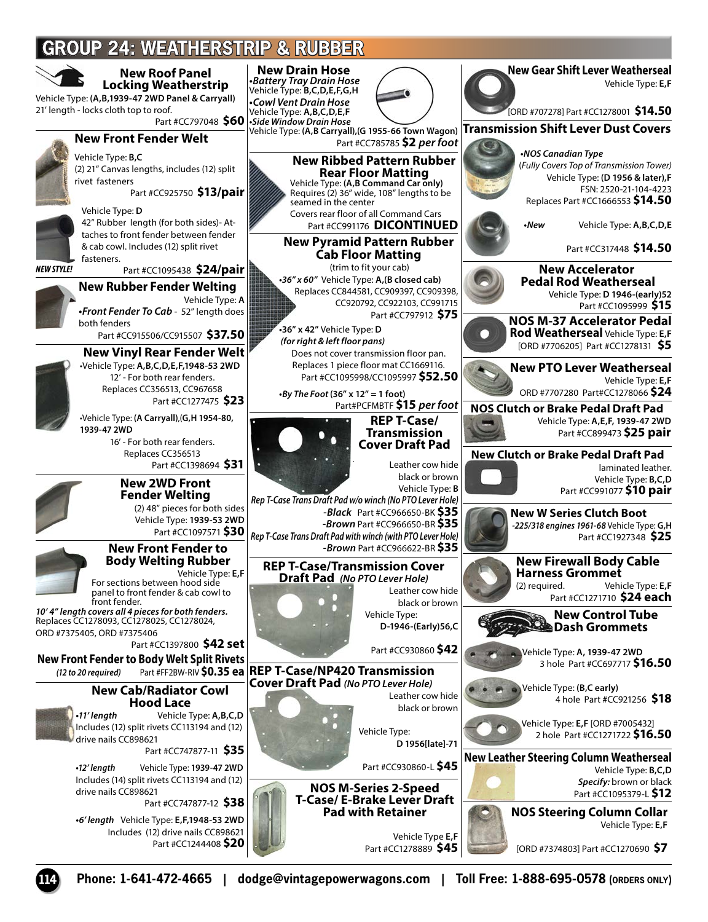# GROUP 24: WEATHERSTRIP & RUBBER

## New Roof Panel Locking Weatherstrip

Vehicle Type: **(A,B,1939-47 2WD Panel & Carryall)**
21' length - locks cloth top to roof.
Part #CC797048 **$60**

## New Front Fender Welt

Vehicle Type: **B,C**
(2) 21" Canvas lengths, includes (12) split rivet fasteners
Part #CC925750 **$13/pair**

Vehicle Type: **D**
42" Rubber length (for both sides)- Attaches to front fender between fender & cab cowl. Includes (12) split rivet fasteners.
***NEW STYLE!*** Part #CC1095438 **$24/pair**

## New Rubber Fender Welting

Vehicle Type: **A**
•***Front Fender To Cab*** - 52" length does both fenders
Part #CC915506/CC915507 **$37.50**

## New Vinyl Rear Fender Welt

•Vehicle Type: **A,B,C,D,E,F,1948-53 2WD**
12' - For both rear fenders.
Replaces CC356513, CC967658
Part #CC1277475 **$23**

•Vehicle Type: **(A Carryall)**,**(G,H 1954-80, 1939-47 2WD**
16' - For both rear fenders.
Replaces CC356513
Part #CC1398694 **$31**

## New 2WD Front Fender Welting

(2) 48" pieces for both sides
Vehicle Type: **1939-53 2WD**
Part #CC1097571 **$30**

## New Front Fender to Body Welting Rubber

Vehicle Type: **E,F**
For sections between hood side panel to front fender & cab cowl to front fender.
***10' 4" length covers all 4 pieces for both fenders.***
Replaces CC1278093, CC1278025, CC1278024, ORD #7375405, ORD #7375406
Part #CC1397800 **$42 set**

## New Front Fender to Body Welt Split Rivets

*(12 to 20 required)* Part #FF2BW-RIV **$0.35 ea**

## New Cab/Radiator Cowl Hood Lace

•***11' length*** Vehicle Type: **A,B,C,D**
Includes (12) split rivets CC113194 and (12) drive nails CC898621
Part #CC747877-11 **$35**

•***12' length*** Vehicle Type: **1939-47 2WD**
Includes (14) split rivets CC113194 and (12) drive nails CC898621
Part #CC747877-12 **$38**

•***6' length*** Vehicle Type: **E,F,1948-53 2WD**
Includes (12) drive nails CC898621
Part #CC1244408 **$20**

## New Drain Hose

•***Battery Tray Drain Hose*** Vehicle Type: **B,C,D,E,F,G,H**
•***Cowl Vent Drain Hose*** Vehicle Type: **A,B,C,D,E,F**
•***Side Window Drain Hose*** Vehicle Type: **(A,B Carryall),(G 1955-66 Town Wagon)**
Part #CC785785 **$2** ***per foot***

## New Ribbed Pattern Rubber Rear Floor Matting

Vehicle Type: **(A,B Command Car only)**
Requires (2) 36" wide, 108" lengths to be seamed in the center
Covers rear floor of all Command Cars
Part #CC991176 **DICONTINUED**

## New Pyramid Pattern Rubber Cab Floor Matting

(trim to fit your cab)
•***36" x 60"*** Vehicle Type: **A,(B closed cab)**
Replaces CC844581, CC909397, CC909398, CC920792, CC922103, CC991715
Part #CC797912 **$75**

•**36" x 42"** Vehicle Type: **D**
***(for right & left floor pans)***
Does not cover transmission floor pan.
Replaces 1 piece floor mat CC1669116.
Part #CC1095998/CC1095997 **$52.50**

•***By The Foot*** **(36" x 12" = 1 foot)**
Part#PCFMBTF **$15** ***per foot***

## REP T-Case/ Transmission Cover Draft Pad

Leather cow hide black or brown
Vehicle Type: **B**
*Rep T-Case Trans Draft Pad w/o winch (No PTO Lever Hole)*
***-Black*** Part #CC966650-BK **$35**
***-Brown*** Part #CC966650-BR **$35**
*Rep T-Case Trans Draft Pad with winch (with PTO Lever Hole)*
***-Brown*** Part #CC966622-BR **$35**

## REP T-Case/Transmission Cover Draft Pad *(No PTO Lever Hole)*

Leather cow hide black or brown
Vehicle Type: **D-1946-(Early)56,C**
Part #CC930860 **$42**

## REP T-Case/NP420 Transmission Cover Draft Pad *(No PTO Lever Hole)*

Leather cow hide black or brown
Vehicle Type: **D 1956[late]-71**
Part #CC930860-L **$45**

## NOS M-Series 2-Speed T-Case/ E-Brake Lever Draft Pad with Retainer

Vehicle Type **E,F**
Part #CC1278889 **$45**

## New Gear Shift Lever Weatherseal

Vehicle Type: **E,F**
[ORD #707278] Part #CC1278001 **$14.50**

## Transmission Shift Lever Dust Covers

•***NOS Canadian Type***
*(Fully Covers Top of Transmission Tower)*
Vehicle Type: **(D 1956 & later),F**
FSN: 2520-21-104-4223
Replaces Part #CC1666553 **$14.50**

•***New*** Vehicle Type: **A,B,C,D,E**
Part #CC317448 **$14.50**

## New Accelerator Pedal Rod Weatherseal

Vehicle Type: **D 1946-(early)52**
Part #CC1095999 **$15**

## NOS M-37 Accelerator Pedal Rod Weatherseal

Vehicle Type: **E,F**
[ORD #7706205] Part #CC1278131 **$5**

## New PTO Lever Weatherseal

Vehicle Type: **E,F**
ORD #7707280 Part#CC1278066 **$24**

## NOS Clutch or Brake Pedal Draft Pad

Vehicle Type: **A,E,F, 1939-47 2WD**
Part #CC899473 **$25 pair**

## New Clutch or Brake Pedal Draft Pad

laminated leather.
Vehicle Type: **B,C,D**
Part #CC991077 **$10 pair**

## New W Series Clutch Boot

***-225/318 engines 1961-68*** Vehicle Type: **G,H**
Part #CC1927348 **$25**

## New Firewall Body Cable Harness Grommet

(2) required. Vehicle Type: **E,F**
Part #CC1271710 **$24 each**

## New Control Tube Dash Grommets

Vehicle Type: **A, 1939-47 2WD**
3 hole Part #CC697717 **$16.50**

Vehicle Type: **(B,C early)**
4 hole Part #CC921256 **$18**

Vehicle Type: **E,F** [ORD #7005432]
2 hole Part #CC1271722 **$16.50**

## New Leather Steering Column Weatherseal

Vehicle Type: **B,C,D**
***Specify:*** brown or black
Part #CC1095379-L **$12**

## NOS Steering Column Collar

Vehicle Type: **E,F**
[ORD #7374803] Part #CC1270690 **$7**

Phone: 1-641-472-4665 | dodge@vintagepowerwagons.com | Toll Free: 1-888-695-0578 (ORDERS ONLY)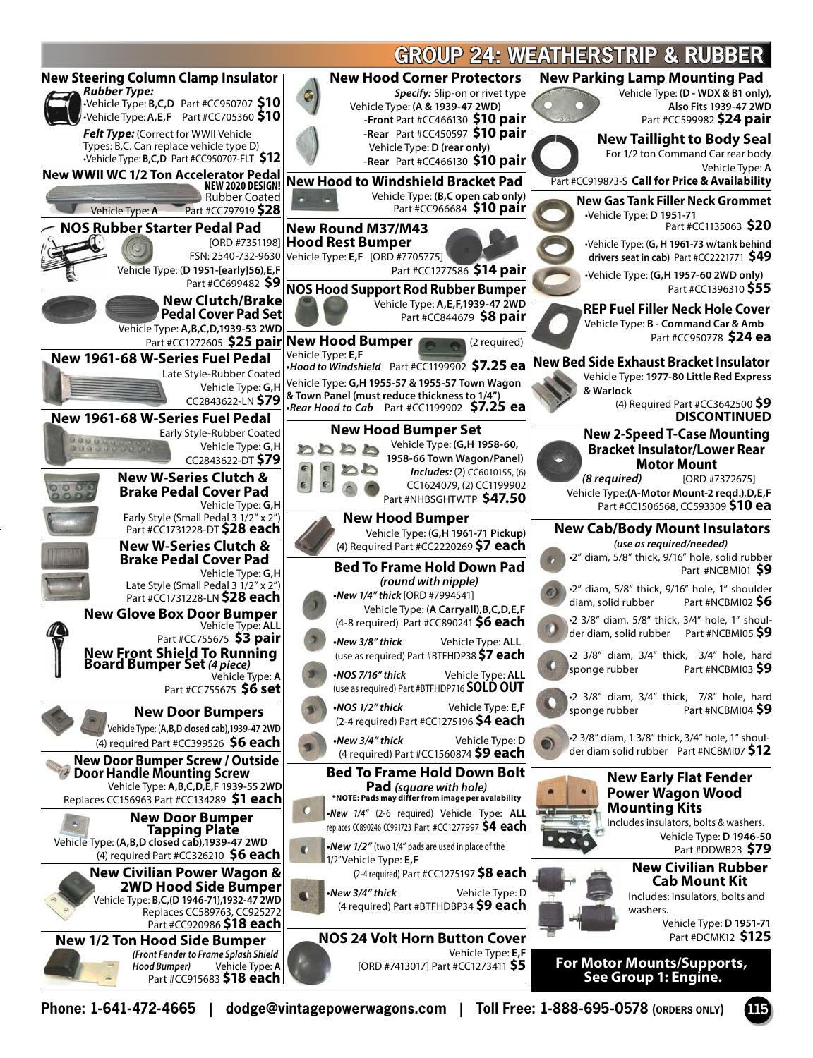# GROUP 24: WEATHERSTRIP & RUBBER

## New Steering Column Clamp Insulator

***Rubber Type:***
- Vehicle Type: **B,C,D** Part #CC950707 **$10**
- Vehicle Type: **A,E,F** Part #CC705360 **$10**

***Felt Type:*** (Correct for WWII Vehicle Types: B,C. Can replace vehicle type D)
- Vehicle Type: **B,C,D** Part #CC950707-FLT **$12**

## New WWII WC 1/2 Ton Accelerator Pedal

**NEW 2020 DESIGN!** Rubber Coated
Vehicle Type: **A** Part #CC797919 **$28**

## NOS Rubber Starter Pedal Pad

[ORD #7351198] FSN: 2540-732-9630
Vehicle Type: (**D 1951-[early]56),E,F**
Part #CC699482 **$9**

## New Clutch/Brake Pedal Cover Pad Set

Vehicle Type: **A,B,C,D,1939-53 2WD**
Part #CC1272605 **$25 pair**

## New 1961-68 W-Series Fuel Pedal

Late Style-Rubber Coated
Vehicle Type: **G,H**
CC2843622-LN **$79**

## New 1961-68 W-Series Fuel Pedal

Early Style-Rubber Coated
Vehicle Type: **G,H**
CC2843622-DT **$79**

## New W-Series Clutch & Brake Pedal Cover Pad

Vehicle Type: **G,H**
Early Style (Small Pedal 3 1/2" x 2")
Part #CC1731228-DT **$28 each**

## New W-Series Clutch & Brake Pedal Cover Pad

Vehicle Type: **G,H**
Late Style (Small Pedal 3 1/2" x 2")
Part #CC1731228-LN **$28 each**

## New Glove Box Door Bumper

Vehicle Type: **ALL**
Part #CC755675 **$3 pair**

## New Front Shield To Running Board Bumper Set *(4 piece)*

Vehicle Type: **A**
Part #CC755675 **$6 set**

## New Door Bumpers

Vehicle Type: (**A,B,D closed cab),1939-47 2WD**
(4) required Part #CC399526 **$6 each**

## New Door Bumper Screw / Outside Door Handle Mounting Screw

Vehicle Type: **A,B,C,D,E,F 1939-55 2WD**
Replaces CC156963 Part #CC134289 **$1 each**

## New Door Bumper Tapping Plate

Vehicle Type: (**A,B,D closed cab),1939-47 2WD**
(4) required Part #CC326210 **$6 each**

## New Civilian Power Wagon & 2WD Hood Side Bumper

Vehicle Type: **B,C,(D 1946-71),1932-47 2WD**
Replaces CC589763, CC925272
Part #CC920986 **$18 each**

## New 1/2 Ton Hood Side Bumper

***(Front Fender to Frame Splash Shield Hood Bumper)*** Vehicle Type: **A**
Part #CC915683 **$18 each**

## New Hood Corner Protectors

***Specify:*** Slip-on or rivet type
Vehicle Type: **(A & 1939-47 2WD)**
- **Front** Part #CC466130 **$10 pair**
- **Rear** Part #CC450597 **$10 pair**

Vehicle Type: **D (rear only)**
- **Rear** Part #CC466130 **$10 pair**

## New Hood to Windshield Bracket Pad

Vehicle Type: **(B,C open cab only)**
Part #CC966684 **$10 pair**

## New Round M37/M43 Hood Rest Bumper

Vehicle Type: **E,F** [ORD #7705775]
Part #CC1277586 **$14 pair**

## NOS Hood Support Rod Rubber Bumper

Vehicle Type: **A,E,F,1939-47 2WD**
Part #CC844679 **$8 pair**

## New Hood Bumper (2 required)

Vehicle Type: **E,F**
***•Hood to Windshield*** Part #CC1199902 **$7.25 ea**
Vehicle Type: **G,H 1955-57 & 1955-57 Town Wagon & Town Panel (must reduce thickness to 1/4")**
***•Rear Hood to Cab*** Part #CC1199902 **$7.25 ea**

## New Hood Bumper Set

Vehicle Type: **(G,H 1958-60, 1958-66 Town Wagon/Panel)**
***Includes:*** (2) CC6010155, (6) CC1624079, (2) CC1199902
Part #NHBSGHTWTP **$47.50**

## New Hood Bumper

Vehicle Type: **(G,H 1961-71 Pickup)**
(4) Required Part #CC2220269 **$7 each**

## Bed To Frame Hold Down Pad

***(round with nipple)***
- ***New 1/4" thick*** [ORD #7994541] Vehicle Type: (**A Carryall),B,C,D,E,F** (4-8 required) Part #CC890241 **$6 each**
- ***New 3/8" thick*** Vehicle Type: **ALL** (use as required) Part #BTFHDP38 **$7 each**
- ***NOS 7/16" thick*** Vehicle Type: **ALL** (use as required) Part #BTFHDP716 **SOLD OUT**
- ***NOS 1/2" thick*** Vehicle Type: **E,F** (2-4 required) Part #CC1275196 **$4 each**
- ***New 3/4" thick*** Vehicle Type: **D** (4 required) Part #CC1560874 **$9 each**

## Bed To Frame Hold Down Bolt Pad *(square with hole)*

**\*NOTE: Pads may differ from image per avalability**
- ***New 1/4"*** (2-6 required) Vehicle Type: **ALL** replaces CC890246 CC991723 Part #CC1277997 **$4 each**
- ***New 1/2"*** (two 1/4" pads are used in place of the 1/2"Vehicle Type: **E,F** (2-4 required) Part #CC1275197 **$8 each**
- ***New 3/4" thick*** Vehicle Type: **D** (4 required) Part #BTFHDBP34 **$9 each**

## NOS 24 Volt Horn Button Cover

Vehicle Type: **E,F**
[ORD #7413017] Part #CC1273411 **$5**

## New Parking Lamp Mounting Pad

Vehicle Type: **(D - WDX & B1 only), Also Fits 1939-47 2WD**
Part #CC599982 **$24 pair**

## New Taillight to Body Seal

For 1/2 ton Command Car rear body
Vehicle Type: **A**
Part #CC919873-S **Call for Price & Availability**

## New Gas Tank Filler Neck Grommet

- Vehicle Type: **D 1951-71** Part #CC1135063 **$20**
- Vehicle Type: (**G, H 1961-73 w/tank behind drivers seat in cab)** Part #CC2221771 **$49**
- Vehicle Type: **(G,H 1957-60 2WD only)** Part #CC1396310 **$55**

## REP Fuel Filler Neck Hole Cover

Vehicle Type: **B - Command Car & Amb**
Part #CC950778 **$24 ea**

## New Bed Side Exhaust Bracket Insulator

Vehicle Type: **1977-80 Little Red Express & Warlock**
(4) Required Part #CC3642500 **$9**
**DISCONTINUED**

## New 2-Speed T-Case Mounting Bracket Insulator/Lower Rear Motor Mount

***(8 required)*** [ORD #7372675]
Vehicle Type:**(A-Motor Mount-2 reqd.),D,E,F**
Part #CC1506568, CC593309 **$10 ea**

## New Cab/Body Mount Insulators

***(use as required/needed)***
- 2" diam, 5/8" thick, 9/16" hole, solid rubber Part #NCBMI01 **$9**
- 2" diam, 5/8" thick, 9/16" hole, 1" shoulder diam, solid rubber Part #NCBMI02 **$6**
- 2 3/8" diam, 5/8" thick, 3/4" hole, 1" shoulder diam, solid rubber Part #NCBMI05 **$9**
- 2 3/8" diam, 3/4" thick, 3/4" hole, hard sponge rubber Part #NCBMI03 **$9**
- 2 3/8" diam, 3/4" thick, 7/8" hole, hard sponge rubber Part #NCBMI04 **$9**
- 2 3/8" diam, 1 3/8" thick, 3/4" hole, 1" shoulder diam solid rubber Part #NCBMI07 **$12**

## New Early Flat Fender Power Wagon Wood Mounting Kits

Includes insulators, bolts & washers.
Vehicle Type: **D 1946-50**
Part #DDWB23 **$79**

## New Civilian Rubber Cab Mount Kit

Includes: insulators, bolts and washers.
Vehicle Type: **D 1951-71**
Part #DCMK12 **$125**

**For Motor Mounts/Supports, See Group 1: Engine.**

**Phone: 1-641-472-4665 | dodge@vintagepowerwagons.com | Toll Free: 1-888-695-0578 (ORDERS ONLY)**